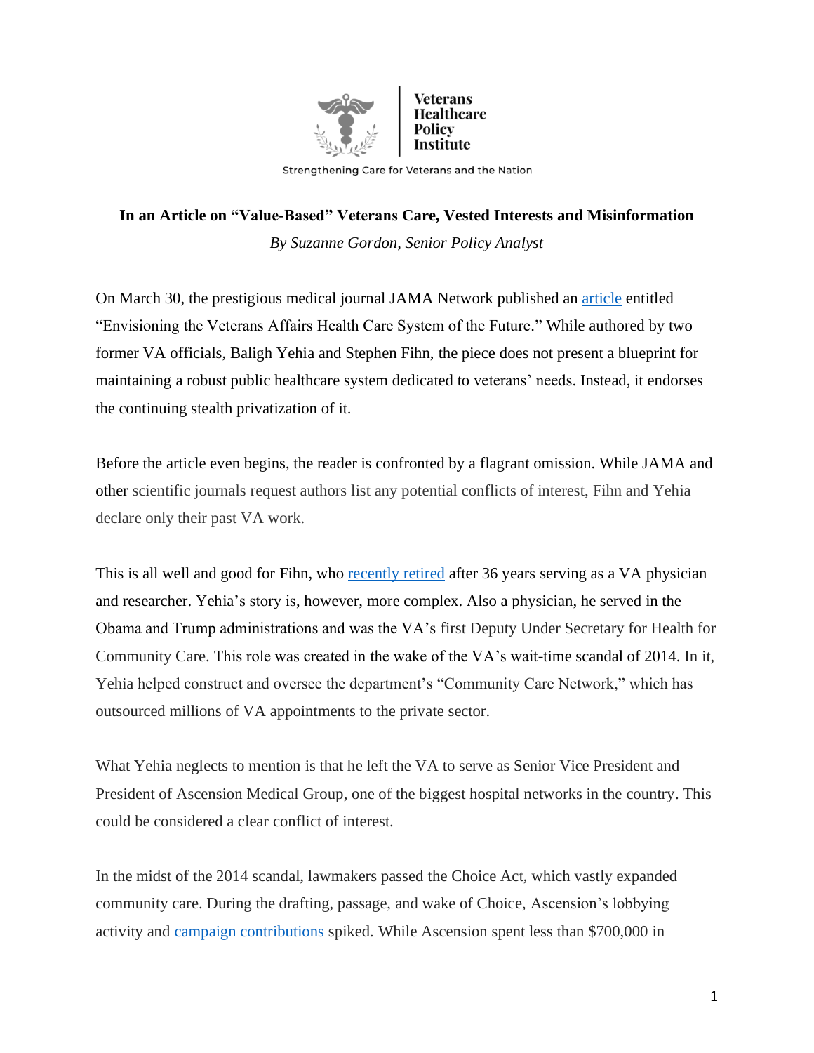Veterans Healthcare Policy Institute

Strengthening Care for Veterans and the Nation

# In an Article on "Value-Based" Veterans Care, Vested Interests and Misinformation

*By Suzanne Gordon, Senior Policy Analyst*

On March 30, the prestigious medical journal JAMA Network published an article entitled "Envisioning the Veterans Affairs Health Care System of the Future." While authored by two former VA officials, Baligh Yehia and Stephen Fihn, the piece does not present a blueprint for maintaining a robust public healthcare system dedicated to veterans' needs. Instead, it endorses the continuing stealth privatization of it.

Before the article even begins, the reader is confronted by a flagrant omission. While JAMA and other scientific journals request authors list any potential conflicts of interest, Fihn and Yehia declare only their past VA work.

This is all well and good for Fihn, who recently retired after 36 years serving as a VA physician and researcher. Yehia's story is, however, more complex. Also a physician, he served in the Obama and Trump administrations and was the VA's first Deputy Under Secretary for Health for Community Care. This role was created in the wake of the VA's wait-time scandal of 2014. In it, Yehia helped construct and oversee the department's "Community Care Network," which has outsourced millions of VA appointments to the private sector.

What Yehia neglects to mention is that he left the VA to serve as Senior Vice President and President of Ascension Medical Group, one of the biggest hospital networks in the country. This could be considered a clear conflict of interest.

In the midst of the 2014 scandal, lawmakers passed the Choice Act, which vastly expanded community care. During the drafting, passage, and wake of Choice, Ascension's lobbying activity and campaign contributions spiked. While Ascension spent less than $700,000 in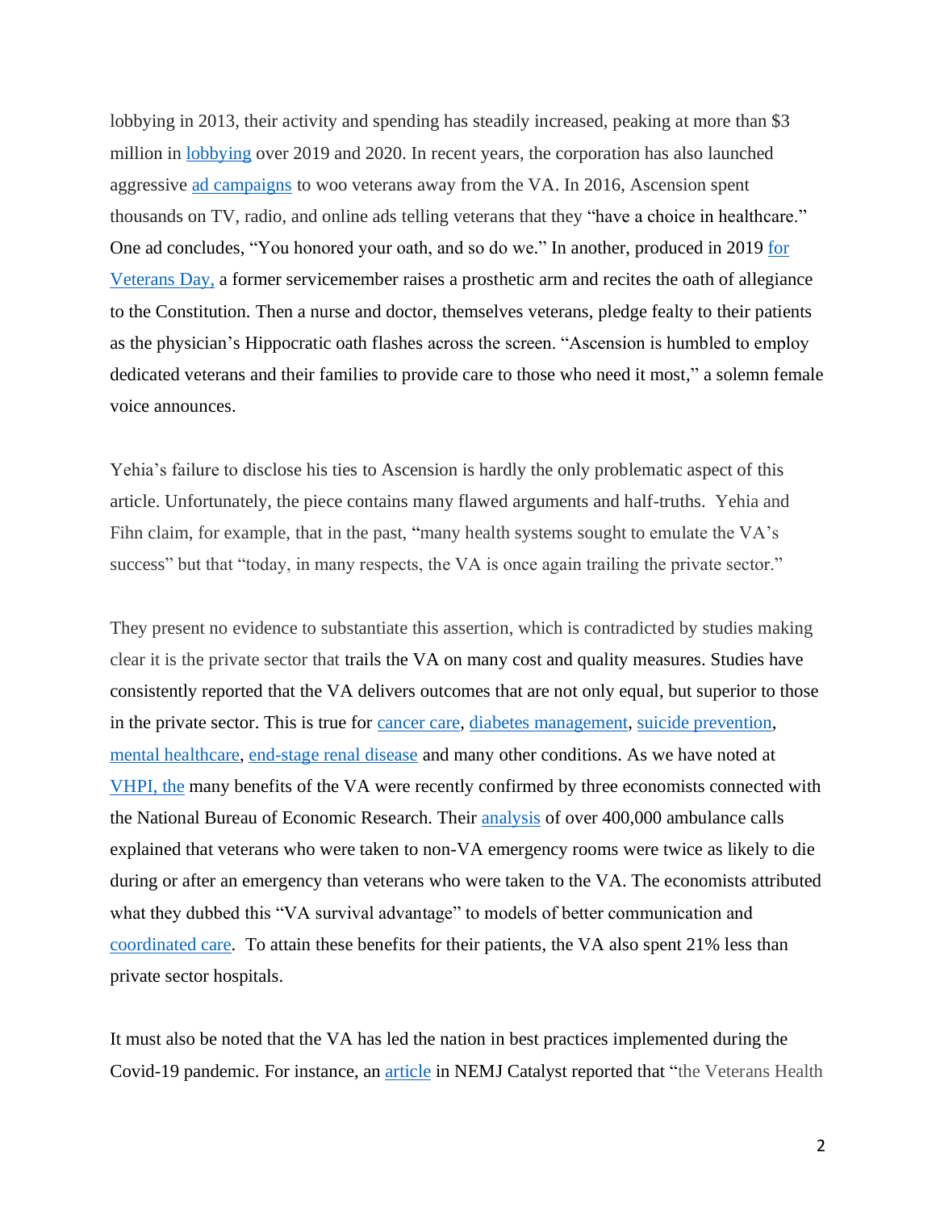lobbying in 2013, their activity and spending has steadily increased, peaking at more than $3 million in lobbying over 2019 and 2020. In recent years, the corporation has also launched aggressive ad campaigns to woo veterans away from the VA. In 2016, Ascension spent thousands on TV, radio, and online ads telling veterans that they "have a choice in healthcare." One ad concludes, "You honored your oath, and so do we." In another, produced in 2019 for Veterans Day, a former servicemember raises a prosthetic arm and recites the oath of allegiance to the Constitution. Then a nurse and doctor, themselves veterans, pledge fealty to their patients as the physician's Hippocratic oath flashes across the screen. "Ascension is humbled to employ dedicated veterans and their families to provide care to those who need it most," a solemn female voice announces.

Yehia's failure to disclose his ties to Ascension is hardly the only problematic aspect of this article. Unfortunately, the piece contains many flawed arguments and half-truths. Yehia and Fihn claim, for example, that in the past, "many health systems sought to emulate the VA's success" but that "today, in many respects, the VA is once again trailing the private sector."

They present no evidence to substantiate this assertion, which is contradicted by studies making clear it is the private sector that trails the VA on many cost and quality measures. Studies have consistently reported that the VA delivers outcomes that are not only equal, but superior to those in the private sector. This is true for cancer care, diabetes management, suicide prevention, mental healthcare, end-stage renal disease and many other conditions. As we have noted at VHPI, the many benefits of the VA were recently confirmed by three economists connected with the National Bureau of Economic Research. Their analysis of over 400,000 ambulance calls explained that veterans who were taken to non-VA emergency rooms were twice as likely to die during or after an emergency than veterans who were taken to the VA. The economists attributed what they dubbed this "VA survival advantage" to models of better communication and coordinated care. To attain these benefits for their patients, the VA also spent 21% less than private sector hospitals.

It must also be noted that the VA has led the nation in best practices implemented during the Covid-19 pandemic. For instance, an article in NEMJ Catalyst reported that "the Veterans Health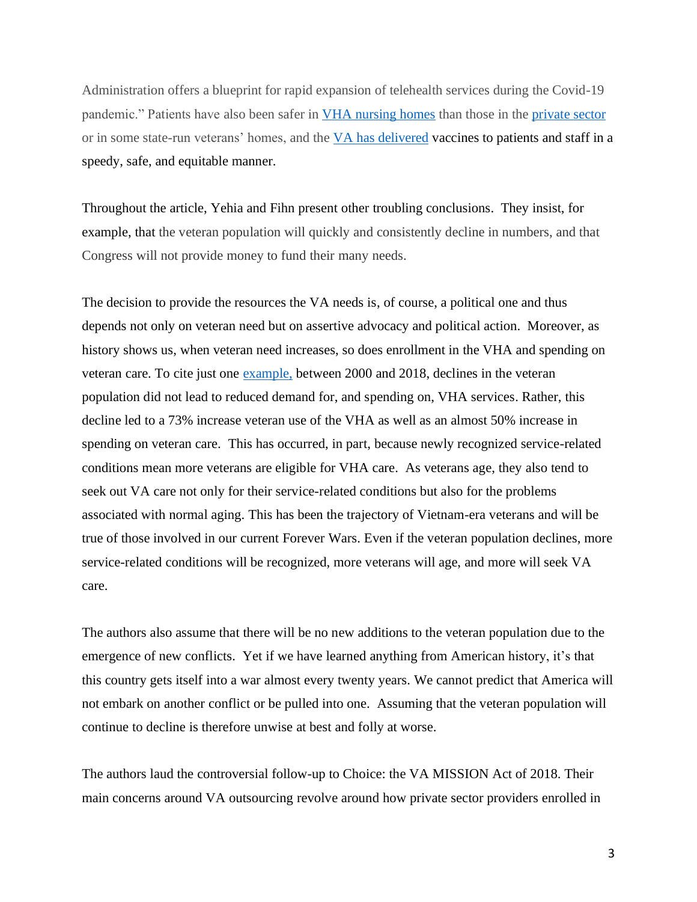Administration offers a blueprint for rapid expansion of telehealth services during the Covid-19 pandemic." Patients have also been safer in VHA nursing homes than those in the private sector or in some state-run veterans' homes, and the VA has delivered vaccines to patients and staff in a speedy, safe, and equitable manner.

Throughout the article, Yehia and Fihn present other troubling conclusions. They insist, for example, that the veteran population will quickly and consistently decline in numbers, and that Congress will not provide money to fund their many needs.

The decision to provide the resources the VA needs is, of course, a political one and thus depends not only on veteran need but on assertive advocacy and political action. Moreover, as history shows us, when veteran need increases, so does enrollment in the VHA and spending on veteran care. To cite just one example, between 2000 and 2018, declines in the veteran population did not lead to reduced demand for, and spending on, VHA services. Rather, this decline led to a 73% increase veteran use of the VHA as well as an almost 50% increase in spending on veteran care. This has occurred, in part, because newly recognized service-related conditions mean more veterans are eligible for VHA care. As veterans age, they also tend to seek out VA care not only for their service-related conditions but also for the problems associated with normal aging. This has been the trajectory of Vietnam-era veterans and will be true of those involved in our current Forever Wars. Even if the veteran population declines, more service-related conditions will be recognized, more veterans will age, and more will seek VA care.

The authors also assume that there will be no new additions to the veteran population due to the emergence of new conflicts. Yet if we have learned anything from American history, it's that this country gets itself into a war almost every twenty years. We cannot predict that America will not embark on another conflict or be pulled into one. Assuming that the veteran population will continue to decline is therefore unwise at best and folly at worse.

The authors laud the controversial follow-up to Choice: the VA MISSION Act of 2018. Their main concerns around VA outsourcing revolve around how private sector providers enrolled in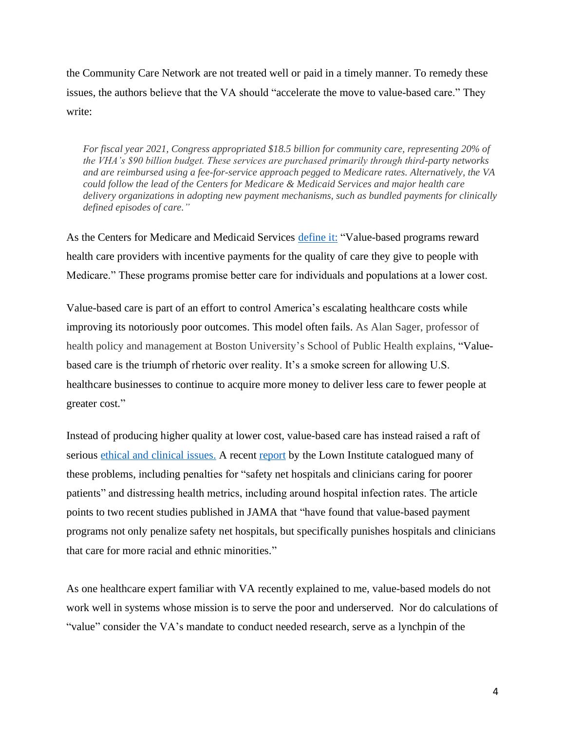the Community Care Network are not treated well or paid in a timely manner. To remedy these issues, the authors believe that the VA should "accelerate the move to value-based care." They write:

> *For fiscal year 2021, Congress appropriated $18.5 billion for community care, representing 20% of the VHA's $90 billion budget. These services are purchased primarily through third-party networks and are reimbursed using a fee-for-service approach pegged to Medicare rates. Alternatively, the VA could follow the lead of the Centers for Medicare & Medicaid Services and major health care delivery organizations in adopting new payment mechanisms, such as bundled payments for clinically defined episodes of care."*

As the Centers for Medicare and Medicaid Services define it: "Value-based programs reward health care providers with incentive payments for the quality of care they give to people with Medicare." These programs promise better care for individuals and populations at a lower cost.

Value-based care is part of an effort to control America's escalating healthcare costs while improving its notoriously poor outcomes. This model often fails. As Alan Sager, professor of health policy and management at Boston University's School of Public Health explains, "Value-based care is the triumph of rhetoric over reality. It's a smoke screen for allowing U.S. healthcare businesses to continue to acquire more money to deliver less care to fewer people at greater cost."

Instead of producing higher quality at lower cost, value-based care has instead raised a raft of serious ethical and clinical issues. A recent report by the Lown Institute catalogued many of these problems, including penalties for "safety net hospitals and clinicians caring for poorer patients" and distressing health metrics, including around hospital infection rates. The article points to two recent studies published in JAMA that "have found that value-based payment programs not only penalize safety net hospitals, but specifically punishes hospitals and clinicians that care for more racial and ethnic minorities."

As one healthcare expert familiar with VA recently explained to me, value-based models do not work well in systems whose mission is to serve the poor and underserved. Nor do calculations of "value" consider the VA's mandate to conduct needed research, serve as a lynchpin of the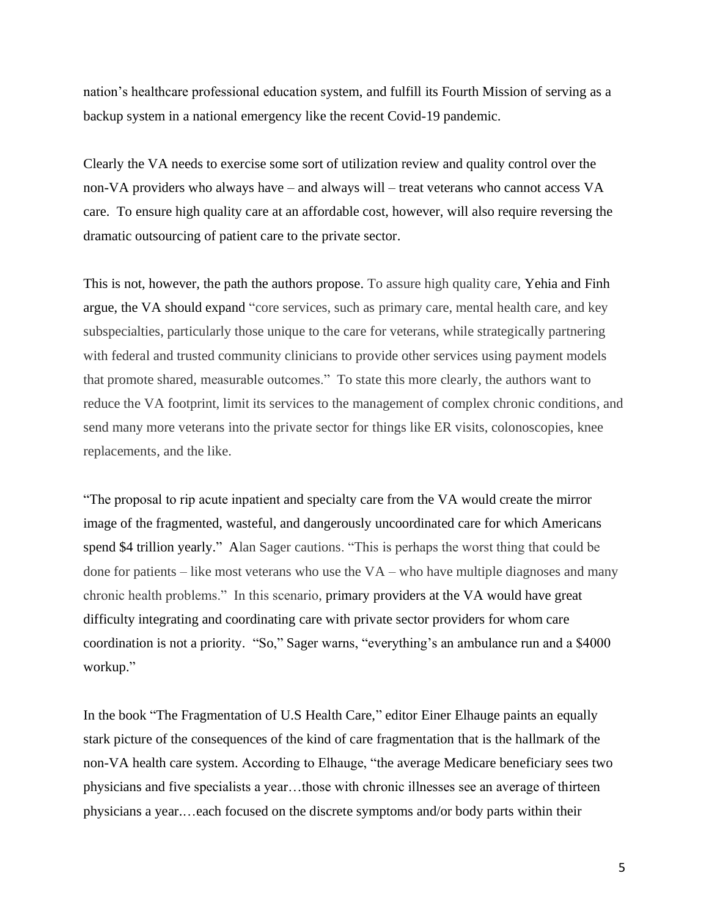nation's healthcare professional education system, and fulfill its Fourth Mission of serving as a backup system in a national emergency like the recent Covid-19 pandemic.

Clearly the VA needs to exercise some sort of utilization review and quality control over the non-VA providers who always have – and always will – treat veterans who cannot access VA care. To ensure high quality care at an affordable cost, however, will also require reversing the dramatic outsourcing of patient care to the private sector.

This is not, however, the path the authors propose. To assure high quality care, Yehia and Finh argue, the VA should expand "core services, such as primary care, mental health care, and key subspecialties, particularly those unique to the care for veterans, while strategically partnering with federal and trusted community clinicians to provide other services using payment models that promote shared, measurable outcomes." To state this more clearly, the authors want to reduce the VA footprint, limit its services to the management of complex chronic conditions, and send many more veterans into the private sector for things like ER visits, colonoscopies, knee replacements, and the like.

"The proposal to rip acute inpatient and specialty care from the VA would create the mirror image of the fragmented, wasteful, and dangerously uncoordinated care for which Americans spend $4 trillion yearly." Alan Sager cautions. "This is perhaps the worst thing that could be done for patients – like most veterans who use the VA – who have multiple diagnoses and many chronic health problems." In this scenario, primary providers at the VA would have great difficulty integrating and coordinating care with private sector providers for whom care coordination is not a priority. "So," Sager warns, "everything's an ambulance run and a $4000 workup."

In the book "The Fragmentation of U.S Health Care," editor Einer Elhauge paints an equally stark picture of the consequences of the kind of care fragmentation that is the hallmark of the non-VA health care system. According to Elhauge, "the average Medicare beneficiary sees two physicians and five specialists a year…those with chronic illnesses see an average of thirteen physicians a year.…each focused on the discrete symptoms and/or body parts within their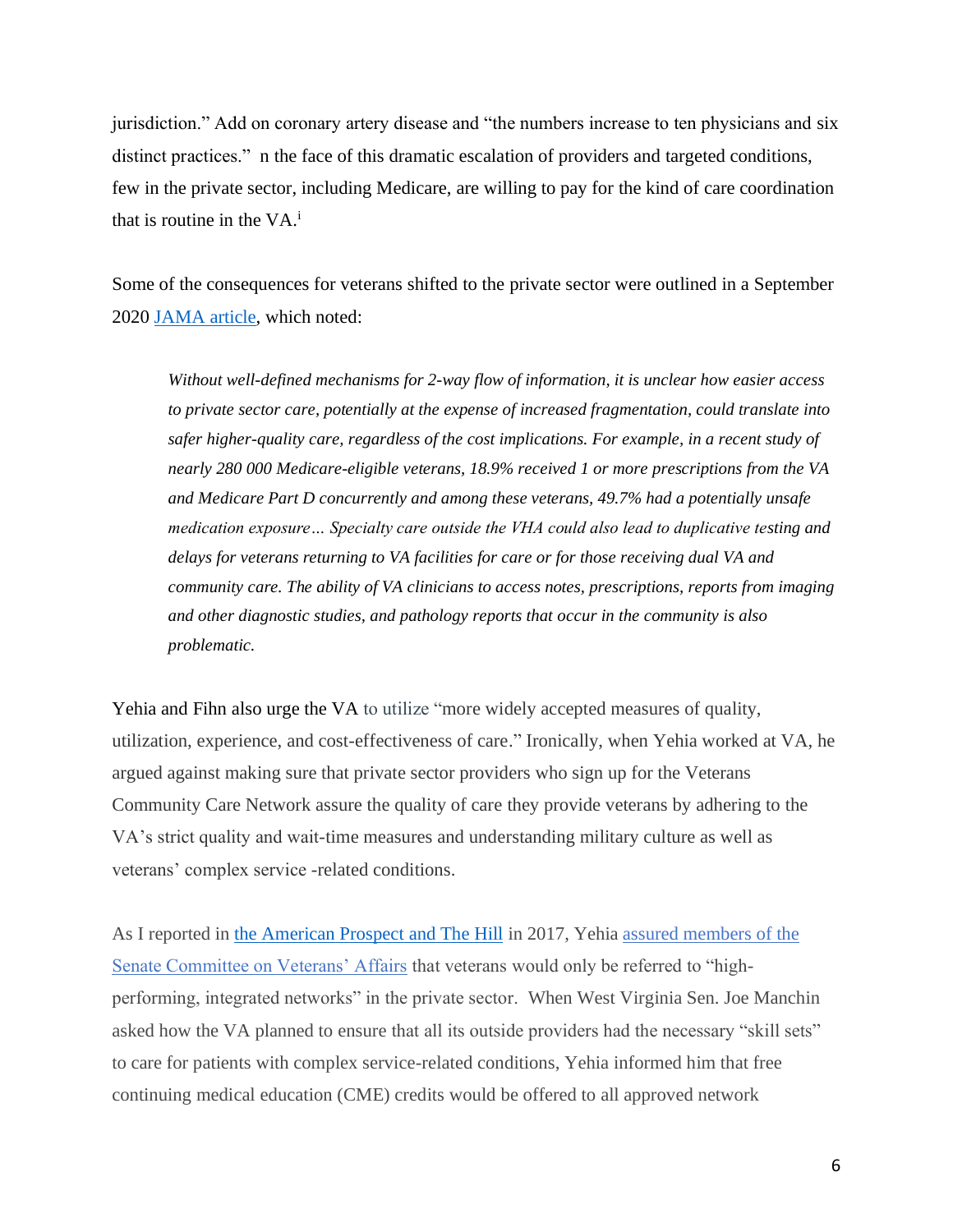jurisdiction." Add on coronary artery disease and "the numbers increase to ten physicians and six distinct practices." n the face of this dramatic escalation of providers and targeted conditions, few in the private sector, including Medicare, are willing to pay for the kind of care coordination that is routine in the VA.[i]

Some of the consequences for veterans shifted to the private sector were outlined in a September 2020 [JAMA article](), which noted:

> *Without well-defined mechanisms for 2-way flow of information, it is unclear how easier access to private sector care, potentially at the expense of increased fragmentation, could translate into safer higher-quality care, regardless of the cost implications. For example, in a recent study of nearly 280 000 Medicare-eligible veterans, 18.9% received 1 or more prescriptions from the VA and Medicare Part D concurrently and among these veterans, 49.7% had a potentially unsafe medication exposure… Specialty care outside the VHA could also lead to duplicative testing and delays for veterans returning to VA facilities for care or for those receiving dual VA and community care. The ability of VA clinicians to access notes, prescriptions, reports from imaging and other diagnostic studies, and pathology reports that occur in the community is also problematic.*

Yehia and Fihn also urge the VA to utilize "more widely accepted measures of quality, utilization, experience, and cost-effectiveness of care." Ironically, when Yehia worked at VA, he argued against making sure that private sector providers who sign up for the Veterans Community Care Network assure the quality of care they provide veterans by adhering to the VA's strict quality and wait-time measures and understanding military culture as well as veterans' complex service -related conditions.

As I reported in [the American Prospect and The Hill]() in 2017, Yehia [assured members of the Senate Committee on Veterans' Affairs]() that veterans would only be referred to "high-performing, integrated networks" in the private sector. When West Virginia Sen. Joe Manchin asked how the VA planned to ensure that all its outside providers had the necessary "skill sets" to care for patients with complex service-related conditions, Yehia informed him that free continuing medical education (CME) credits would be offered to all approved network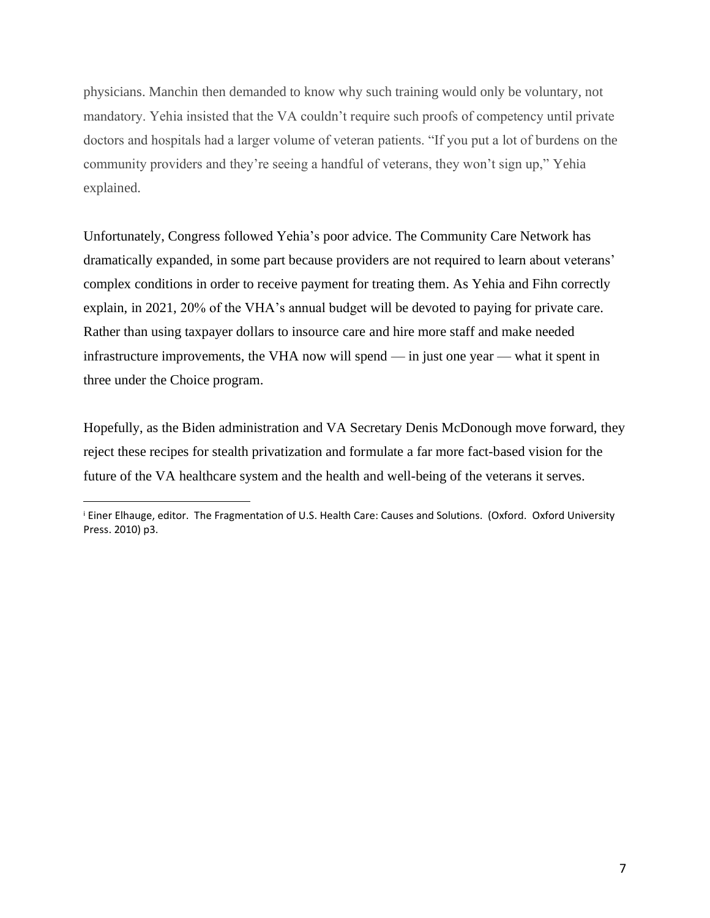physicians. Manchin then demanded to know why such training would only be voluntary, not mandatory. Yehia insisted that the VA couldn't require such proofs of competency until private doctors and hospitals had a larger volume of veteran patients. "If you put a lot of burdens on the community providers and they're seeing a handful of veterans, they won't sign up," Yehia explained.

Unfortunately, Congress followed Yehia's poor advice. The Community Care Network has dramatically expanded, in some part because providers are not required to learn about veterans' complex conditions in order to receive payment for treating them. As Yehia and Fihn correctly explain, in 2021, 20% of the VHA's annual budget will be devoted to paying for private care. Rather than using taxpayer dollars to insource care and hire more staff and make needed infrastructure improvements, the VHA now will spend — in just one year — what it spent in three under the Choice program.

Hopefully, as the Biden administration and VA Secretary Denis McDonough move forward, they reject these recipes for stealth privatization and formulate a far more fact-based vision for the future of the VA healthcare system and the health and well-being of the veterans it serves.

---

[i] Einer Elhauge, editor. The Fragmentation of U.S. Health Care: Causes and Solutions. (Oxford. Oxford University Press. 2010) p3.